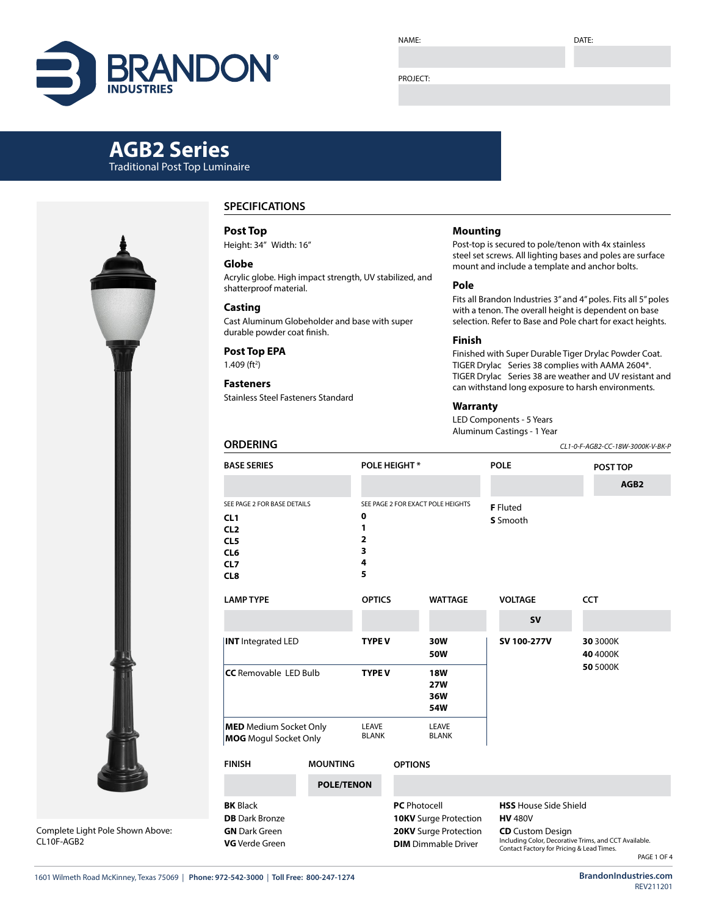NAME: DATE:

PROJECT:

# AGB2 Series

Traditional Post Top Luminaire

Complete Light Pole Shown Above: CL10F-AGB2

## SPECIFICATIONS

### Post Top
Height: 34” Width: 16”

### Globe
Acrylic globe. High impact strength, UV stabilized, and shatterproof material.

### Casting
Cast Aluminum Globeholder and base with super durable powder coat finish.

### Post Top EPA
1.409 (ft$^2$)

### Fasteners
Stainless Steel Fasteners Standard

### Mounting
Post-top is secured to pole/tenon with 4x stainless steel set screws. All lighting bases and poles are surface mount and include a template and anchor bolts.

### Pole
Fits all Brandon Industries 3” and 4” poles. Fits all 5” poles with a tenon. The overall height is dependent on base selection. Refer to Base and Pole chart for exact heights.

### Finish
Finished with Super Durable Tiger Drylac Powder Coat. TIGER Drylac Series 38 complies with AAMA 2604*. TIGER Drylac Series 38 are weather and UV resistant and can withstand long exposure to harsh environments.

### Warranty
LED Components - 5 Years
Aluminum Castings - 1 Year

## ORDERING

*CL1-0-F-AGB2-CC-18W-3000K-V-BK-P*

| BASE SERIES | POLE HEIGHT * | POLE | POST TOP |
|---|---|---|---|
| | | | **AGB2** |
| SEE PAGE 2 FOR BASE DETAILS | SEE PAGE 2 FOR EXACT POLE HEIGHTS | **F** Fluted | |
| **CL1** | **0** | **S** Smooth | |
| **CL2** | **1** | | |
| **CL5** | **2** | | |
| **CL6** | **3** | | |
| **CL7** | **4** | | |
| **CL8** | **5** | | |

| LAMP TYPE | OPTICS | WATTAGE | VOLTAGE | CCT |
|---|---|---|---|---|
| | | | **SV** | |
| **INT** Integrated LED | **TYPE V** | **30W**<br>**50W** | **SV 100-277V** | **30** 3000K<br>**40** 4000K<br>**50** 5000K |
| **CC** Removable LED Bulb | **TYPE V** | **18W**<br>**27W**<br>**36W**<br>**54W** | | |
| **MED** Medium Socket Only<br>**MOG** Mogul Socket Only | LEAVE BLANK | LEAVE BLANK | | |

| FINISH | MOUNTING | OPTIONS | |
|---|---|---|---|
| | **POLE/TENON** | | |
| **BK** Black | | **PC** Photocell | **HSS** House Side Shield |
| **DB** Dark Bronze | | **10KV** Surge Protection | **HV** 480V |
| **GN** Dark Green | | **20KV** Surge Protection | **CD** Custom Design<br>Including Color, Decorative Trims, and CCT Available. Contact Factory for Pricing & Lead Times. |
| **VG** Verde Green | | **DIM** Dimmable Driver | |

1601 Wilmeth Road McKinney, Texas 75069 | **Phone: 972-542-3000** | **Toll Free: 800-247-1274**

**BrandonIndustries.com**
REV211201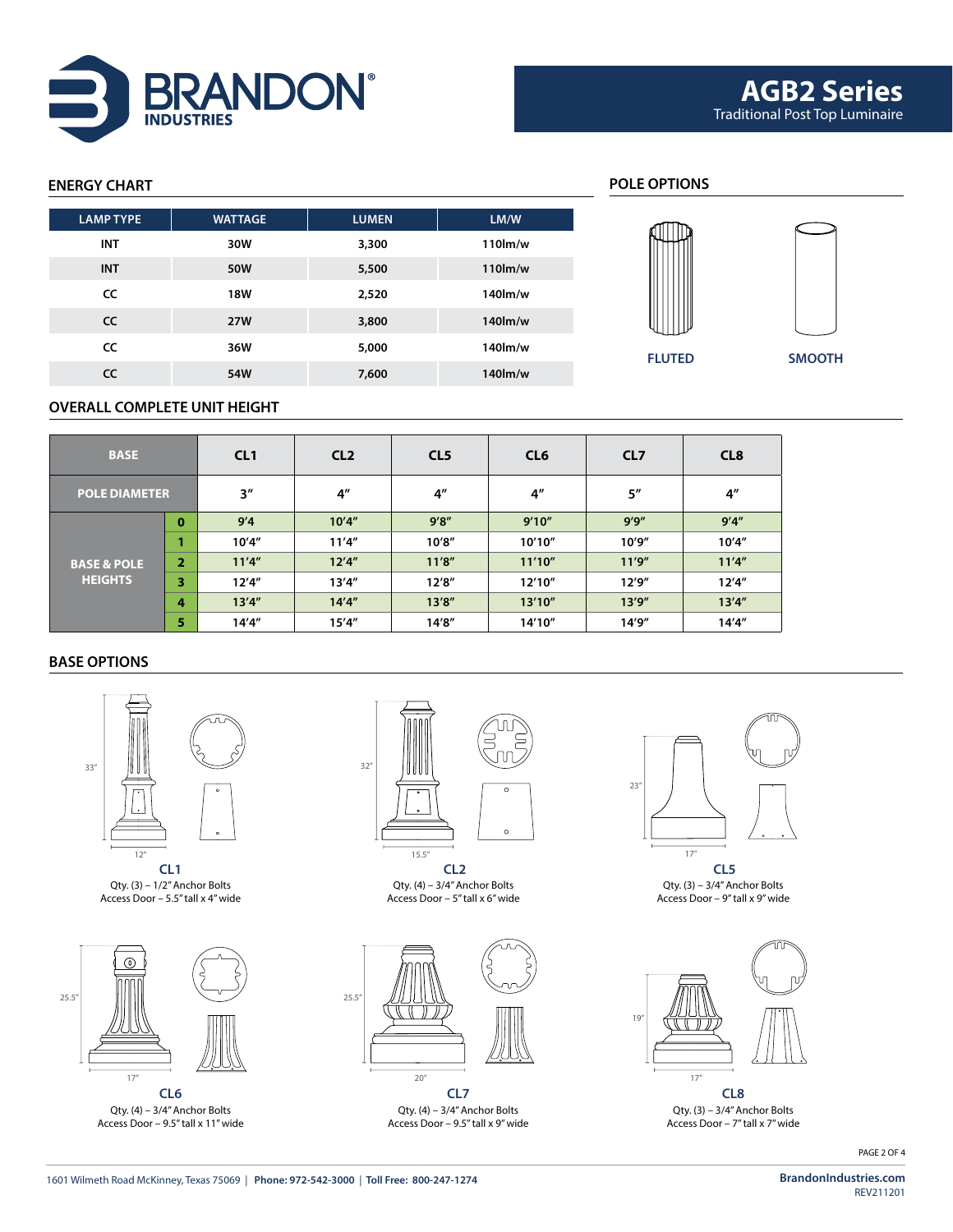# AGB2 Series

Traditional Post Top Luminaire

## ENERGY CHART

| LAMP TYPE | WATTAGE | LUMEN | LM/W |
|---|---|---|---|
| INT | 30W | 3,300 | 110lm/w |
| INT | 50W | 5,500 | 110lm/w |
| CC | 18W | 2,520 | 140lm/w |
| CC | 27W | 3,800 | 140lm/w |
| CC | 36W | 5,000 | 140lm/w |
| CC | 54W | 7,600 | 140lm/w |

## POLE OPTIONS

FLUTED

SMOOTH

## OVERALL COMPLETE UNIT HEIGHT

| BASE | | CL1 | CL2 | CL5 | CL6 | CL7 | CL8 |
|---|---|---|---|---|---|---|---|
| POLE DIAMETER | | 3" | 4" | 4" | 4" | 5" | 4" |
| BASE & POLE HEIGHTS | 0 | 9'4 | 10'4" | 9'8" | 9'10" | 9'9" | 9'4" |
| | 1 | 10'4" | 11'4" | 10'8" | 10'10" | 10'9" | 10'4" |
| | 2 | 11'4" | 12'4" | 11'8" | 11'10" | 11'9" | 11'4" |
| | 3 | 12'4" | 13'4" | 12'8" | 12'10" | 12'9" | 12'4" |
| | 4 | 13'4" | 14'4" | 13'8" | 13'10" | 13'9" | 13'4" |
| | 5 | 14'4" | 15'4" | 14'8" | 14'10" | 14'9" | 14'4" |

## BASE OPTIONS

33" / 12"

**CL1**
Qty. (3) – 1/2" Anchor Bolts
Access Door – 5.5" tall x 4" wide

32" / 15.5"

**CL2**
Qty. (4) – 3/4" Anchor Bolts
Access Door – 5" tall x 6" wide

23" / 17"

**CL5**
Qty. (3) – 3/4" Anchor Bolts
Access Door – 9" tall x 9" wide

25.5" / 17"

**CL6**
Qty. (4) – 3/4" Anchor Bolts
Access Door – 9.5" tall x 11" wide

25.5" / 20"

**CL7**
Qty. (4) – 3/4" Anchor Bolts
Access Door – 9.5" tall x 9" wide

19" / 17"

**CL8**
Qty. (3) – 3/4" Anchor Bolts
Access Door – 7" tall x 7" wide

1601 Wilmeth Road McKinney, Texas 75069 | **Phone: 972-542-3000** | **Toll Free: 800-247-1274**

**BrandonIndustries.com**
REV211201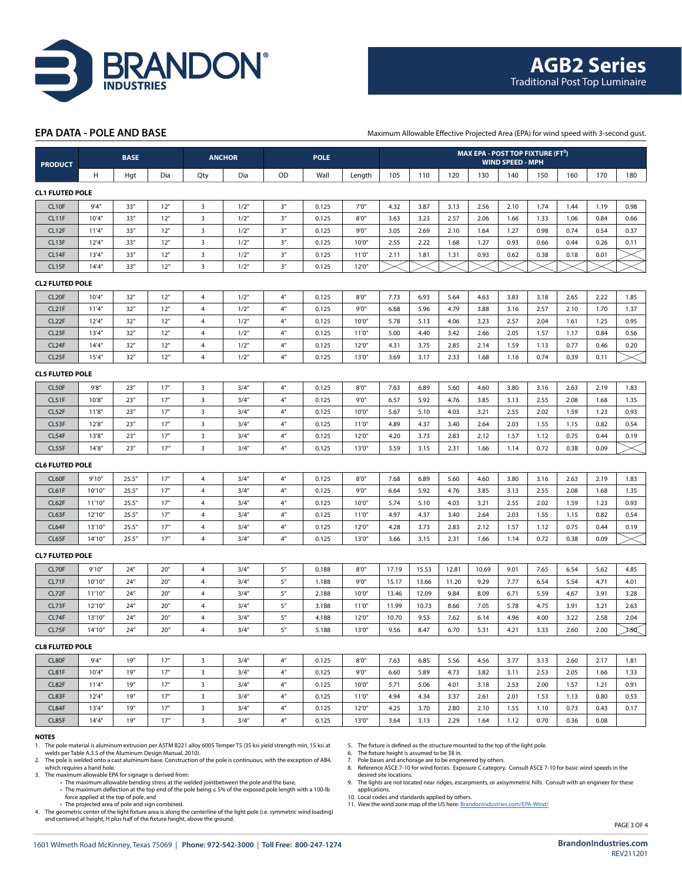# AGB2 Series

Traditional Post Top Luminaire

## EPA DATA - POLE AND BASE

Maximum Allowable Effective Projected Area (EPA) for wind speed with 3-second gust.

| PRODUCT | BASE | | | ANCHOR | | POLE | | | MAX EPA - POST TOP FIXTURE (FT²) WIND SPEED - MPH | | | | | | | | |
|---|---|---|---|---|---|---|---|---|---|---|---|---|---|---|---|---|---|
| | H | Hgt | Dia | Qty | Dia | OD | Wall | Length | 105 | 110 | 120 | 130 | 140 | 150 | 160 | 170 | 180 |
| **CL1 FLUTED POLE** | | | | | | | | | | | | | | | | | |
| CL10F | 9'4" | 33" | 12" | 3 | 1/2" | 3" | 0.125 | 7'0" | 4.32 | 3.87 | 3.13 | 2.56 | 2.10 | 1.74 | 1.44 | 1.19 | 0.98 |
| CL11F | 10'4" | 33" | 12" | 3 | 1/2" | 3" | 0.125 | 8'0" | 3.63 | 3.23 | 2.57 | 2.06 | 1.66 | 1.33 | 1.06 | 0.84 | 0.66 |
| CL12F | 11'4" | 33" | 12" | 3 | 1/2" | 3" | 0.125 | 9'0" | 3.05 | 2.69 | 2.10 | 1.64 | 1.27 | 0.98 | 0.74 | 0.54 | 0.37 |
| CL13F | 12'4" | 33" | 12" | 3 | 1/2" | 3" | 0.125 | 10'0" | 2.55 | 2.22 | 1.68 | 1.27 | 0.93 | 0.66 | 0.44 | 0.26 | 0.11 |
| CL14F | 13'4" | 33" | 12" | 3 | 1/2" | 3" | 0.125 | 11'0" | 2.11 | 1.81 | 1.31 | 0.93 | 0.62 | 0.38 | 0.18 | 0.01 | |
| CL15F | 14'4" | 33" | 12" | 3 | 1/2" | 3" | 0.125 | 12'0" | | | | | | | | | |
| **CL2 FLUTED POLE** | | | | | | | | | | | | | | | | | |
| CL20F | 10'4" | 32" | 12" | 4 | 1/2" | 4" | 0.125 | 8'0" | 7.73 | 6.93 | 5.64 | 4.63 | 3.83 | 3.18 | 2.65 | 2.22 | 1.85 |
| CL21F | 11'4" | 32" | 12" | 4 | 1/2" | 4" | 0.125 | 9'0" | 6.68 | 5.96 | 4.79 | 3.88 | 3.16 | 2.57 | 2.10 | 1.70 | 1.37 |
| CL22F | 12'4" | 32" | 12" | 4 | 1/2" | 4" | 0.125 | 10'0" | 5.78 | 5.13 | 4.06 | 3.23 | 2.57 | 2.04 | 1.61 | 1.25 | 0.95 |
| CL23F | 13'4" | 32" | 12" | 4 | 1/2" | 4" | 0.125 | 11'0" | 5.00 | 4.40 | 3.42 | 2.66 | 2.05 | 1.57 | 1.17 | 0.84 | 0.56 |
| CL24F | 14'4" | 32" | 12" | 4 | 1/2" | 4" | 0.125 | 12'0" | 4.31 | 3.75 | 2.85 | 2.14 | 1.59 | 1.13 | 0.77 | 0.46 | 0.20 |
| CL25F | 15'4" | 32" | 12" | 4 | 1/2" | 4" | 0.125 | 13'0" | 3.69 | 3.17 | 2.33 | 1.68 | 1.16 | 0.74 | 0.39 | 0.11 | |
| **CL5 FLUTED POLE** | | | | | | | | | | | | | | | | | |
| CL50F | 9'8" | 23" | 17" | 3 | 3/4" | 4" | 0.125 | 8'0" | 7.63 | 6.89 | 5.60 | 4.60 | 3.80 | 3.16 | 2.63 | 2.19 | 1.83 |
| CL51F | 10'8" | 23" | 17" | 3 | 3/4" | 4" | 0.125 | 9'0" | 6.57 | 5.92 | 4.76 | 3.85 | 3.13 | 2.55 | 2.08 | 1.68 | 1.35 |
| CL52F | 11'8" | 23" | 17" | 3 | 3/4" | 4" | 0.125 | 10'0" | 5.67 | 5.10 | 4.03 | 3.21 | 2.55 | 2.02 | 1.59 | 1.23 | 0.93 |
| CL53F | 12'8" | 23" | 17" | 3 | 3/4" | 4" | 0.125 | 11'0" | 4.89 | 4.37 | 3.40 | 2.64 | 2.03 | 1.55 | 1.15 | 0.82 | 0.54 |
| CL54F | 13'8" | 23" | 17" | 3 | 3/4" | 4" | 0.125 | 12'0" | 4.20 | 3.73 | 2.83 | 2.12 | 1.57 | 1.12 | 0.75 | 0.44 | 0.19 |
| CL55F | 14'8" | 23" | 17" | 3 | 3/4" | 4" | 0.125 | 13'0" | 3.59 | 3.15 | 2.31 | 1.66 | 1.14 | 0.72 | 0.38 | 0.09 | |
| **CL6 FLUTED POLE** | | | | | | | | | | | | | | | | | |
| CL60F | 9'10" | 25.5" | 17" | 4 | 3/4" | 4" | 0.125 | 8'0" | 7.68 | 6.89 | 5.60 | 4.60 | 3.80 | 3.16 | 2.63 | 2.19 | 1.83 |
| CL61F | 10'10" | 25.5" | 17" | 4 | 3/4" | 4" | 0.125 | 9'0" | 6.64 | 5.92 | 4.76 | 3.85 | 3.13 | 2.55 | 2.08 | 1.68 | 1.35 |
| CL62F | 11'10" | 25.5" | 17" | 4 | 3/4" | 4" | 0.125 | 10'0" | 5.74 | 5.10 | 4.03 | 3.21 | 2.55 | 2.02 | 1.59 | 1.23 | 0.93 |
| CL63F | 12'10" | 25.5" | 17" | 4 | 3/4" | 4" | 0.125 | 11'0" | 4.97 | 4.37 | 3.40 | 2.64 | 2.03 | 1.55 | 1.15 | 0.82 | 0.54 |
| CL64F | 13'10" | 25.5" | 17" | 4 | 3/4" | 4" | 0.125 | 12'0" | 4.28 | 3.73 | 2.83 | 2.12 | 1.57 | 1.12 | 0.75 | 0.44 | 0.19 |
| CL65F | 14'10" | 25.5" | 17" | 4 | 3/4" | 4" | 0.125 | 13'0" | 3.66 | 3.15 | 2.31 | 1.66 | 1.14 | 0.72 | 0.38 | 0.09 | |
| **CL7 FLUTED POLE** | | | | | | | | | | | | | | | | | |
| CL70F | 9'10" | 24" | 20" | 4 | 3/4" | 5" | 0.188 | 8'0" | 17.19 | 15.53 | 12.81 | 10.69 | 9.01 | 7.65 | 6.54 | 5.62 | 4.85 |
| CL71F | 10'10" | 24" | 20" | 4 | 3/4" | 5" | 1.188 | 9'0" | 15.17 | 13.66 | 11.20 | 9.29 | 7.77 | 6.54 | 5.54 | 4.71 | 4.01 |
| CL72F | 11'10" | 24" | 20" | 4 | 3/4" | 5" | 2.188 | 10'0" | 13.46 | 12.09 | 9.84 | 8.09 | 6.71 | 5.59 | 4.67 | 3.91 | 3.28 |
| CL73F | 12'10" | 24" | 20" | 4 | 3/4" | 5" | 3.188 | 11'0" | 11.99 | 10.73 | 8.66 | 7.05 | 5.78 | 4.75 | 3.91 | 3.21 | 2.63 |
| CL74F | 13'10" | 24" | 20" | 4 | 3/4" | 5" | 4.188 | 12'0" | 10.70 | 9.53 | 7.62 | 6.14 | 4.96 | 4.00 | 3.22 | 2.58 | 2.04 |
| CL75F | 14'10" | 24" | 20" | 4 | 3/4" | 5" | 5.188 | 13'0" | 9.56 | 8.47 | 6.70 | 5.31 | 4.21 | 3.33 | 2.60 | 2.00 | 1.50 |
| **CL8 FLUTED POLE** | | | | | | | | | | | | | | | | | |
| CL80F | 9'4" | 19" | 17" | 3 | 3/4" | 4" | 0.125 | 8'0" | 7.63 | 6.85 | 5.56 | 4.56 | 3.77 | 3.13 | 2.60 | 2.17 | 1.81 |
| CL81F | 10'4" | 19" | 17" | 3 | 3/4" | 4" | 0.125 | 9'0" | 6.60 | 5.89 | 4.73 | 3.82 | 3.11 | 2.53 | 2.05 | 1.66 | 1.33 |
| CL82F | 11'4" | 19" | 17" | 3 | 3/4" | 4" | 0.125 | 10'0" | 5.71 | 5.06 | 4.01 | 3.18 | 2.53 | 2.00 | 1.57 | 1.21 | 0.91 |
| CL83F | 12'4" | 19" | 17" | 3 | 3/4" | 4" | 0.125 | 11'0" | 4.94 | 4.34 | 3.37 | 2.61 | 2.01 | 1.53 | 1.13 | 0.80 | 0.53 |
| CL84F | 13'4" | 19" | 17" | 3 | 3/4" | 4" | 0.125 | 12'0" | 4.25 | 3.70 | 2.80 | 2.10 | 1.55 | 1.10 | 0.73 | 0.43 | 0.17 |
| CL85F | 14'4" | 19" | 17" | 3 | 3/4" | 4" | 0.125 | 13'0" | 3.64 | 3.13 | 2.29 | 1.64 | 1.12 | 0.70 | 0.36 | 0.08 | |

### NOTES

1. The pole material is aluminum extrusion per ASTM B221 alloy 6005 Temper T5 (35 ksi yield strength min, 15 ksi at welds per Table A.3.5 of the Aluminum Design Manual, 2010).
2. The pole is welded onto a cast aluminum base. Construction of the pole is continuous, with the exception of AB4, which requires a hand hole.
3. The maximum allowable EPA for signage is derived from:
   - The maximum allowable bending stress at the welded jointbetween the pole and the base,
   - The maximum deflection at the top end of the pole being ≤ 5% of the exposed pole length with a 100-lb force applied at the top of pole, and
   - The projected area of pole and sign combined.
4. The geometric center of the light fixture area is along the centerline of the light pole (i.e. symmetric wind loading) and centered at height, H plus half of the fixture height, above the ground.
5. The fixture is defined as the structure mounted to the top of the light pole.
6. The fixture height is assumed to be 38 in.
7. Pole bases and anchorage are to be engineered by others.
8. Reference ASCE 7-10 for wind forces. Exposure C category. Consult ASCE 7-10 for basic wind speeds in the desired site locations.
9. The lights are not located near ridges, escarpments, or axisymmetric hills. Consult with an engineer for these applications.
10. Local codes and standards applied by others.
11. View the wind zone map of the US here: BrandonIndustries.com/EPA-Wind/

1601 Wilmeth Road McKinney, Texas 75069 | **Phone: 972-542-3000** | **Toll Free: 800-247-1274**

**BrandonIndustries.com**
REV211201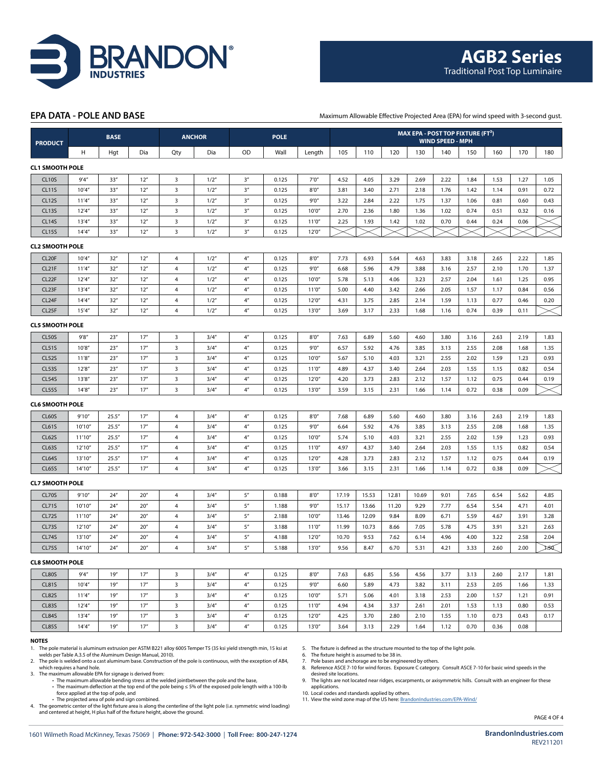# AGB2 Series

Traditional Post Top Luminaire

## EPA DATA - POLE AND BASE

Maximum Allowable Effective Projected Area (EPA) for wind speed with 3-second gust.

| PRODUCT | BASE | | | ANCHOR | | POLE | | | MAX EPA - POST TOP FIXTURE (FT²) WIND SPEED - MPH | | | | | | | | |
|---|---|---|---|---|---|---|---|---|---|---|---|---|---|---|---|---|---|
| | H | Hgt | Dia | Qty | Dia | OD | Wall | Length | 105 | 110 | 120 | 130 | 140 | 150 | 160 | 170 | 180 |
| **CL1 SMOOTH POLE** | | | | | | | | | | | | | | | | | |
| CL10S | 9'4" | 33" | 12" | 3 | 1/2" | 3" | 0.125 | 7'0" | 4.52 | 4.05 | 3.29 | 2.69 | 2.22 | 1.84 | 1.53 | 1.27 | 1.05 |
| CL11S | 10'4" | 33" | 12" | 3 | 1/2" | 3" | 0.125 | 8'0" | 3.81 | 3.40 | 2.71 | 2.18 | 1.76 | 1.42 | 1.14 | 0.91 | 0.72 |
| CL12S | 11'4" | 33" | 12" | 3 | 1/2" | 3" | 0.125 | 9'0" | 3.22 | 2.84 | 2.22 | 1.75 | 1.37 | 1.06 | 0.81 | 0.60 | 0.43 |
| CL13S | 12'4" | 33" | 12" | 3 | 1/2" | 3" | 0.125 | 10'0" | 2.70 | 2.36 | 1.80 | 1.36 | 1.02 | 0.74 | 0.51 | 0.32 | 0.16 |
| CL14S | 13'4" | 33" | 12" | 3 | 1/2" | 3" | 0.125 | 11'0" | 2.25 | 1.93 | 1.42 | 1.02 | 0.70 | 0.44 | 0.24 | 0.06 | |
| CL15S | 14'4" | 33" | 12" | 3 | 1/2" | 3" | 0.125 | 12'0" | | | | | | | | | |
| **CL2 SMOOTH POLE** | | | | | | | | | | | | | | | | | |
| CL20F | 10'4" | 32" | 12" | 4 | 1/2" | 4" | 0.125 | 8'0" | 7.73 | 6.93 | 5.64 | 4.63 | 3.83 | 3.18 | 2.65 | 2.22 | 1.85 |
| CL21F | 11'4" | 32" | 12" | 4 | 1/2" | 4" | 0.125 | 9'0" | 6.68 | 5.96 | 4.79 | 3.88 | 3.16 | 2.57 | 2.10 | 1.70 | 1.37 |
| CL22F | 12'4" | 32" | 12" | 4 | 1/2" | 4" | 0.125 | 10'0" | 5.78 | 5.13 | 4.06 | 3.23 | 2.57 | 2.04 | 1.61 | 1.25 | 0.95 |
| CL23F | 13'4" | 32" | 12" | 4 | 1/2" | 4" | 0.125 | 11'0" | 5.00 | 4.40 | 3.42 | 2.66 | 2.05 | 1.57 | 1.17 | 0.84 | 0.56 |
| CL24F | 14'4" | 32" | 12" | 4 | 1/2" | 4" | 0.125 | 12'0" | 4.31 | 3.75 | 2.85 | 2.14 | 1.59 | 1.13 | 0.77 | 0.46 | 0.20 |
| CL25F | 15'4" | 32" | 12" | 4 | 1/2" | 4" | 0.125 | 13'0" | 3.69 | 3.17 | 2.33 | 1.68 | 1.16 | 0.74 | 0.39 | 0.11 | |
| **CL5 SMOOTH POLE** | | | | | | | | | | | | | | | | | |
| CL50S | 9'8" | 23" | 17" | 3 | 3/4" | 4" | 0.125 | 8'0" | 7.63 | 6.89 | 5.60 | 4.60 | 3.80 | 3.16 | 2.63 | 2.19 | 1.83 |
| CL51S | 10'8" | 23" | 17" | 3 | 3/4" | 4" | 0.125 | 9'0" | 6.57 | 5.92 | 4.76 | 3.85 | 3.13 | 2.55 | 2.08 | 1.68 | 1.35 |
| CL52S | 11'8" | 23" | 17" | 3 | 3/4" | 4" | 0.125 | 10'0" | 5.67 | 5.10 | 4.03 | 3.21 | 2.55 | 2.02 | 1.59 | 1.23 | 0.93 |
| CL53S | 12'8" | 23" | 17" | 3 | 3/4" | 4" | 0.125 | 11'0" | 4.89 | 4.37 | 3.40 | 2.64 | 2.03 | 1.55 | 1.15 | 0.82 | 0.54 |
| CL54S | 13'8" | 23" | 17" | 3 | 3/4" | 4" | 0.125 | 12'0" | 4.20 | 3.73 | 2.83 | 2.12 | 1.57 | 1.12 | 0.75 | 0.44 | 0.19 |
| CL55S | 14'8" | 23" | 17" | 3 | 3/4" | 4" | 0.125 | 13'0" | 3.59 | 3.15 | 2.31 | 1.66 | 1.14 | 0.72 | 0.38 | 0.09 | |
| **CL6 SMOOTH POLE** | | | | | | | | | | | | | | | | | |
| CL60S | 9'10" | 25.5" | 17" | 4 | 3/4" | 4" | 0.125 | 8'0" | 7.68 | 6.89 | 5.60 | 4.60 | 3.80 | 3.16 | 2.63 | 2.19 | 1.83 |
| CL61S | 10'10" | 25.5" | 17" | 4 | 3/4" | 4" | 0.125 | 9'0" | 6.64 | 5.92 | 4.76 | 3.85 | 3.13 | 2.55 | 2.08 | 1.68 | 1.35 |
| CL62S | 11'10" | 25.5" | 17" | 4 | 3/4" | 4" | 0.125 | 10'0" | 5.74 | 5.10 | 4.03 | 3.21 | 2.55 | 2.02 | 1.59 | 1.23 | 0.93 |
| CL63S | 12'10" | 25.5" | 17" | 4 | 3/4" | 4" | 0.125 | 11'0" | 4.97 | 4.37 | 3.40 | 2.64 | 2.03 | 1.55 | 1.15 | 0.82 | 0.54 |
| CL64S | 13'10" | 25.5" | 17" | 4 | 3/4" | 4" | 0.125 | 12'0" | 4.28 | 3.73 | 2.83 | 2.12 | 1.57 | 1.12 | 0.75 | 0.44 | 0.19 |
| CL65S | 14'10" | 25.5" | 17" | 4 | 3/4" | 4" | 0.125 | 13'0" | 3.66 | 3.15 | 2.31 | 1.66 | 1.14 | 0.72 | 0.38 | 0.09 | |
| **CL7 SMOOTH POLE** | | | | | | | | | | | | | | | | | |
| CL70S | 9'10" | 24" | 20" | 4 | 3/4" | 5" | 0.188 | 8'0" | 17.19 | 15.53 | 12.81 | 10.69 | 9.01 | 7.65 | 6.54 | 5.62 | 4.85 |
| CL71S | 10'10" | 24" | 20" | 4 | 3/4" | 5" | 1.188 | 9'0" | 15.17 | 13.66 | 11.20 | 9.29 | 7.77 | 6.54 | 5.54 | 4.71 | 4.01 |
| CL72S | 11'10" | 24" | 20" | 4 | 3/4" | 5" | 2.188 | 10'0" | 13.46 | 12.09 | 9.84 | 8.09 | 6.71 | 5.59 | 4.67 | 3.91 | 3.28 |
| CL73S | 12'10" | 24" | 20" | 4 | 3/4" | 5" | 3.188 | 11'0" | 11.99 | 10.73 | 8.66 | 7.05 | 5.78 | 4.75 | 3.91 | 3.21 | 2.63 |
| CL74S | 13'10" | 24" | 20" | 4 | 3/4" | 5" | 4.188 | 12'0" | 10.70 | 9.53 | 7.62 | 6.14 | 4.96 | 4.00 | 3.22 | 2.58 | 2.04 |
| CL75S | 14'10" | 24" | 20" | 4 | 3/4" | 5" | 5.188 | 13'0" | 9.56 | 8.47 | 6.70 | 5.31 | 4.21 | 3.33 | 2.60 | 2.00 | 1.50 |
| **CL8 SMOOTH POLE** | | | | | | | | | | | | | | | | | |
| CL80S | 9'4" | 19" | 17" | 3 | 3/4" | 4" | 0.125 | 8'0" | 7.63 | 6.85 | 5.56 | 4.56 | 3.77 | 3.13 | 2.60 | 2.17 | 1.81 |
| CL81S | 10'4" | 19" | 17" | 3 | 3/4" | 4" | 0.125 | 9'0" | 6.60 | 5.89 | 4.73 | 3.82 | 3.11 | 2.53 | 2.05 | 1.66 | 1.33 |
| CL82S | 11'4" | 19" | 17" | 3 | 3/4" | 4" | 0.125 | 10'0" | 5.71 | 5.06 | 4.01 | 3.18 | 2.53 | 2.00 | 1.57 | 1.21 | 0.91 |
| CL83S | 12'4" | 19" | 17" | 3 | 3/4" | 4" | 0.125 | 11'0" | 4.94 | 4.34 | 3.37 | 2.61 | 2.01 | 1.53 | 1.13 | 0.80 | 0.53 |
| CL84S | 13'4" | 19" | 17" | 3 | 3/4" | 4" | 0.125 | 12'0" | 4.25 | 3.70 | 2.80 | 2.10 | 1.55 | 1.10 | 0.73 | 0.43 | 0.17 |
| CL85S | 14'4" | 19" | 17" | 3 | 3/4" | 4" | 0.125 | 13'0" | 3.64 | 3.13 | 2.29 | 1.64 | 1.12 | 0.70 | 0.36 | 0.08 | |

### NOTES

1. The pole material is aluminum extrusion per ASTM B221 alloy 6005 Temper T5 (35 ksi yield strength min, 15 ksi at welds per Table A.3.5 of the Aluminum Design Manual, 2010).
2. The pole is welded onto a cast aluminum base. Construction of the pole is continuous, with the exception of AB4, which requires a hand hole.
3. The maximum allowable EPA for signage is derived from:
   - The maximum allowable bending stress at the welded jointbetween the pole and the base,
   - The maximum deflection at the top end of the pole being ≤ 5% of the exposed pole length with a 100-lb force applied at the top of pole, and
   - The projected area of pole and sign combined.
4. The geometric center of the light fixture area is along the centerline of the light pole (i.e. symmetric wind loading) and centered at height, H plus half of the fixture height, above the ground.
5. The fixture is defined as the structure mounted to the top of the light pole.
6. The fixture height is assumed to be 38 in.
7. Pole bases and anchorage are to be engineered by others.
8. Reference ASCE 7-10 for wind forces. Exposure C category. Consult ASCE 7-10 for basic wind speeds in the desired site locations.
9. The lights are not located near ridges, escarpments, or axisymmetric hills. Consult with an engineer for these applications.
10. Local codes and standards applied by others.
11. View the wind zone map of the US here: BrandonIndustries.com/EPA-Wind/

1601 Wilmeth Road McKinney, Texas 75069 | **Phone: 972-542-3000** | **Toll Free: 800-247-1274**

**BrandonIndustries.com**
REV211201